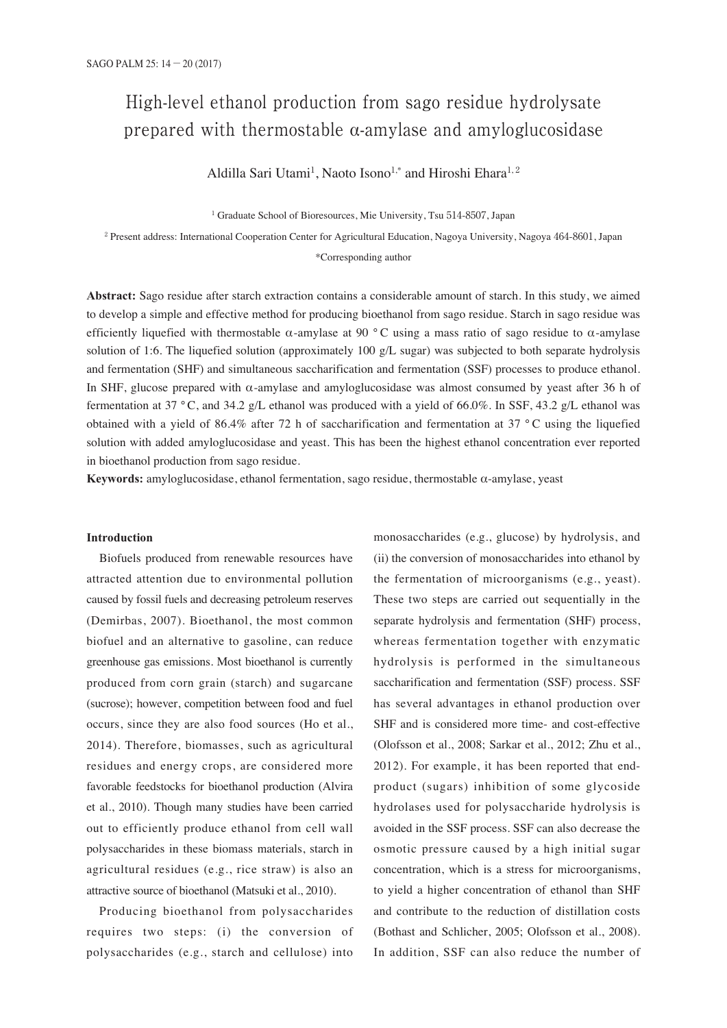# High-level ethanol production from sago residue hydrolysate prepared with thermostable α-amylase and amyloglucosidase

Aldilla Sari Utami[1], Naoto Isono[1,*] and Hiroshi Ehara[1,2]

[1] Graduate School of Bioresources, Mie University, Tsu 514-8507, Japan

[2] Present address: International Cooperation Center for Agricultural Education, Nagoya University, Nagoya 464-8601, Japan

*Corresponding author

**Abstract:** Sago residue after starch extraction contains a considerable amount of starch. In this study, we aimed to develop a simple and effective method for producing bioethanol from sago residue. Starch in sago residue was efficiently liquefied with thermostable α-amylase at 90 °C using a mass ratio of sago residue to α-amylase solution of 1:6. The liquefied solution (approximately 100 g/L sugar) was subjected to both separate hydrolysis and fermentation (SHF) and simultaneous saccharification and fermentation (SSF) processes to produce ethanol. In SHF, glucose prepared with α-amylase and amyloglucosidase was almost consumed by yeast after 36 h of fermentation at 37 °C, and 34.2 g/L ethanol was produced with a yield of 66.0%. In SSF, 43.2 g/L ethanol was obtained with a yield of 86.4% after 72 h of saccharification and fermentation at 37 °C using the liquefied solution with added amyloglucosidase and yeast. This has been the highest ethanol concentration ever reported in bioethanol production from sago residue.

**Keywords:** amyloglucosidase, ethanol fermentation, sago residue, thermostable α-amylase, yeast

## Introduction

Biofuels produced from renewable resources have attracted attention due to environmental pollution caused by fossil fuels and decreasing petroleum reserves (Demirbas, 2007). Bioethanol, the most common biofuel and an alternative to gasoline, can reduce greenhouse gas emissions. Most bioethanol is currently produced from corn grain (starch) and sugarcane (sucrose); however, competition between food and fuel occurs, since they are also food sources (Ho et al., 2014). Therefore, biomasses, such as agricultural residues and energy crops, are considered more favorable feedstocks for bioethanol production (Alvira et al., 2010). Though many studies have been carried out to efficiently produce ethanol from cell wall polysaccharides in these biomass materials, starch in agricultural residues (e.g., rice straw) is also an attractive source of bioethanol (Matsuki et al., 2010).

Producing bioethanol from polysaccharides requires two steps: (i) the conversion of polysaccharides (e.g., starch and cellulose) into monosaccharides (e.g., glucose) by hydrolysis, and (ii) the conversion of monosaccharides into ethanol by the fermentation of microorganisms (e.g., yeast). These two steps are carried out sequentially in the separate hydrolysis and fermentation (SHF) process, whereas fermentation together with enzymatic hydrolysis is performed in the simultaneous saccharification and fermentation (SSF) process. SSF has several advantages in ethanol production over SHF and is considered more time- and cost-effective (Olofsson et al., 2008; Sarkar et al., 2012; Zhu et al., 2012). For example, it has been reported that end-product (sugars) inhibition of some glycoside hydrolases used for polysaccharide hydrolysis is avoided in the SSF process. SSF can also decrease the osmotic pressure caused by a high initial sugar concentration, which is a stress for microorganisms, to yield a higher concentration of ethanol than SHF and contribute to the reduction of distillation costs (Bothast and Schlicher, 2005; Olofsson et al., 2008). In addition, SSF can also reduce the number of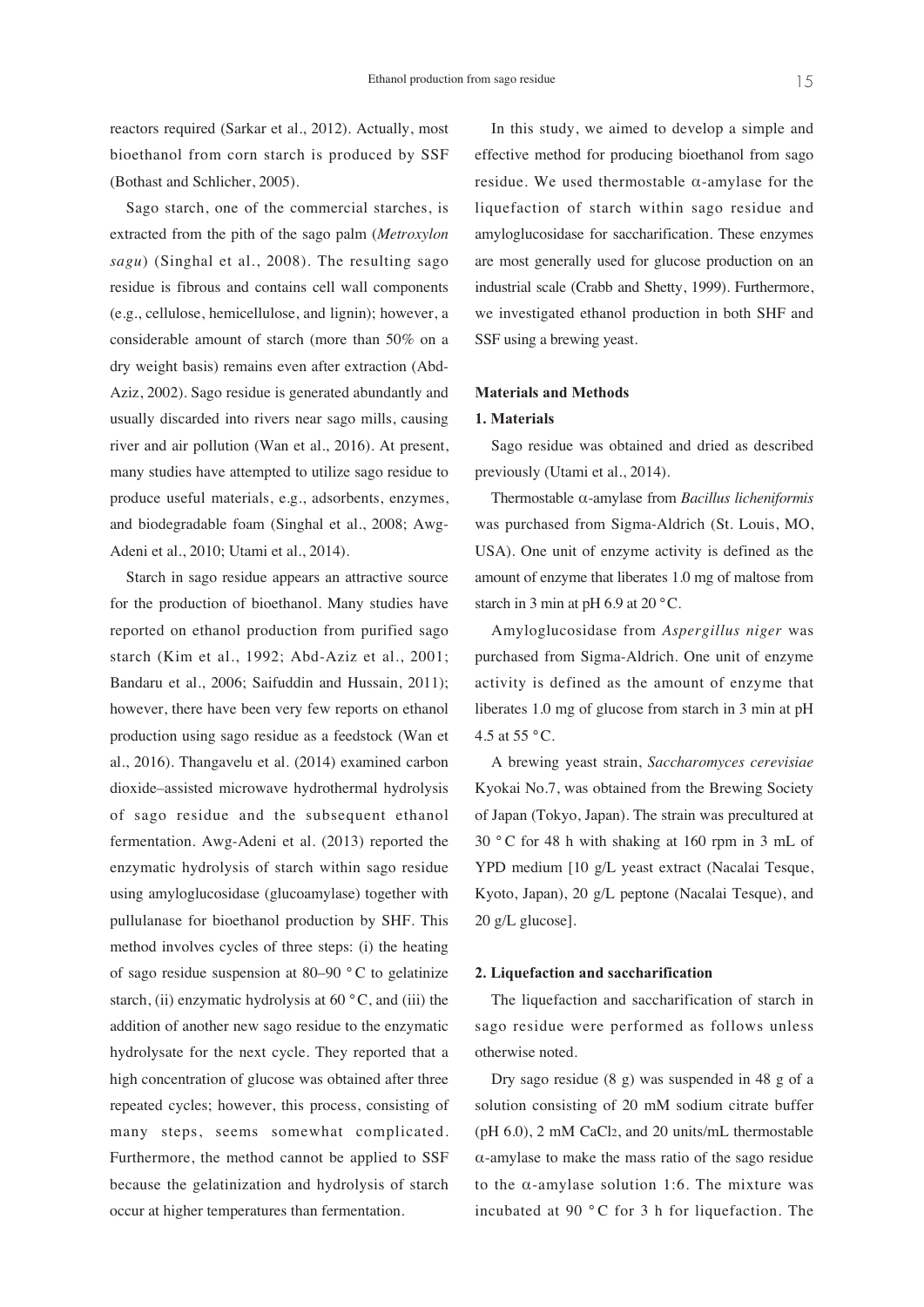reactors required (Sarkar et al., 2012). Actually, most bioethanol from corn starch is produced by SSF (Bothast and Schlicher, 2005).

Sago starch, one of the commercial starches, is extracted from the pith of the sago palm (*Metroxylon sagu*) (Singhal et al., 2008). The resulting sago residue is fibrous and contains cell wall components (e.g., cellulose, hemicellulose, and lignin); however, a considerable amount of starch (more than 50% on a dry weight basis) remains even after extraction (Abd-Aziz, 2002). Sago residue is generated abundantly and usually discarded into rivers near sago mills, causing river and air pollution (Wan et al., 2016). At present, many studies have attempted to utilize sago residue to produce useful materials, e.g., adsorbents, enzymes, and biodegradable foam (Singhal et al., 2008; Awg-Adeni et al., 2010; Utami et al., 2014).

Starch in sago residue appears an attractive source for the production of bioethanol. Many studies have reported on ethanol production from purified sago starch (Kim et al., 1992; Abd-Aziz et al., 2001; Bandaru et al., 2006; Saifuddin and Hussain, 2011); however, there have been very few reports on ethanol production using sago residue as a feedstock (Wan et al., 2016). Thangavelu et al. (2014) examined carbon dioxide–assisted microwave hydrothermal hydrolysis of sago residue and the subsequent ethanol fermentation. Awg-Adeni et al. (2013) reported the enzymatic hydrolysis of starch within sago residue using amyloglucosidase (glucoamylase) together with pullulanase for bioethanol production by SHF. This method involves cycles of three steps: (i) the heating of sago residue suspension at 80–90 °C to gelatinize starch, (ii) enzymatic hydrolysis at 60 °C, and (iii) the addition of another new sago residue to the enzymatic hydrolysate for the next cycle. They reported that a high concentration of glucose was obtained after three repeated cycles; however, this process, consisting of many steps, seems somewhat complicated. Furthermore, the method cannot be applied to SSF because the gelatinization and hydrolysis of starch occur at higher temperatures than fermentation.

In this study, we aimed to develop a simple and effective method for producing bioethanol from sago residue. We used thermostable α-amylase for the liquefaction of starch within sago residue and amyloglucosidase for saccharification. These enzymes are most generally used for glucose production on an industrial scale (Crabb and Shetty, 1999). Furthermore, we investigated ethanol production in both SHF and SSF using a brewing yeast.

## Materials and Methods

### 1. Materials

Sago residue was obtained and dried as described previously (Utami et al., 2014).

Thermostable α-amylase from *Bacillus licheniformis* was purchased from Sigma-Aldrich (St. Louis, MO, USA). One unit of enzyme activity is defined as the amount of enzyme that liberates 1.0 mg of maltose from starch in 3 min at pH 6.9 at 20 °C.

Amyloglucosidase from *Aspergillus niger* was purchased from Sigma-Aldrich. One unit of enzyme activity is defined as the amount of enzyme that liberates 1.0 mg of glucose from starch in 3 min at pH 4.5 at 55 °C.

A brewing yeast strain, *Saccharomyces cerevisiae* Kyokai No.7, was obtained from the Brewing Society of Japan (Tokyo, Japan). The strain was precultured at 30 °C for 48 h with shaking at 160 rpm in 3 mL of YPD medium [10 g/L yeast extract (Nacalai Tesque, Kyoto, Japan), 20 g/L peptone (Nacalai Tesque), and 20 g/L glucose].

### 2. Liquefaction and saccharification

The liquefaction and saccharification of starch in sago residue were performed as follows unless otherwise noted.

Dry sago residue (8 g) was suspended in 48 g of a solution consisting of 20 mM sodium citrate buffer (pH 6.0), 2 mM $CaCl_2$, and 20 units/mL thermostable α-amylase to make the mass ratio of the sago residue to the α-amylase solution 1:6. The mixture was incubated at 90 °C for 3 h for liquefaction. The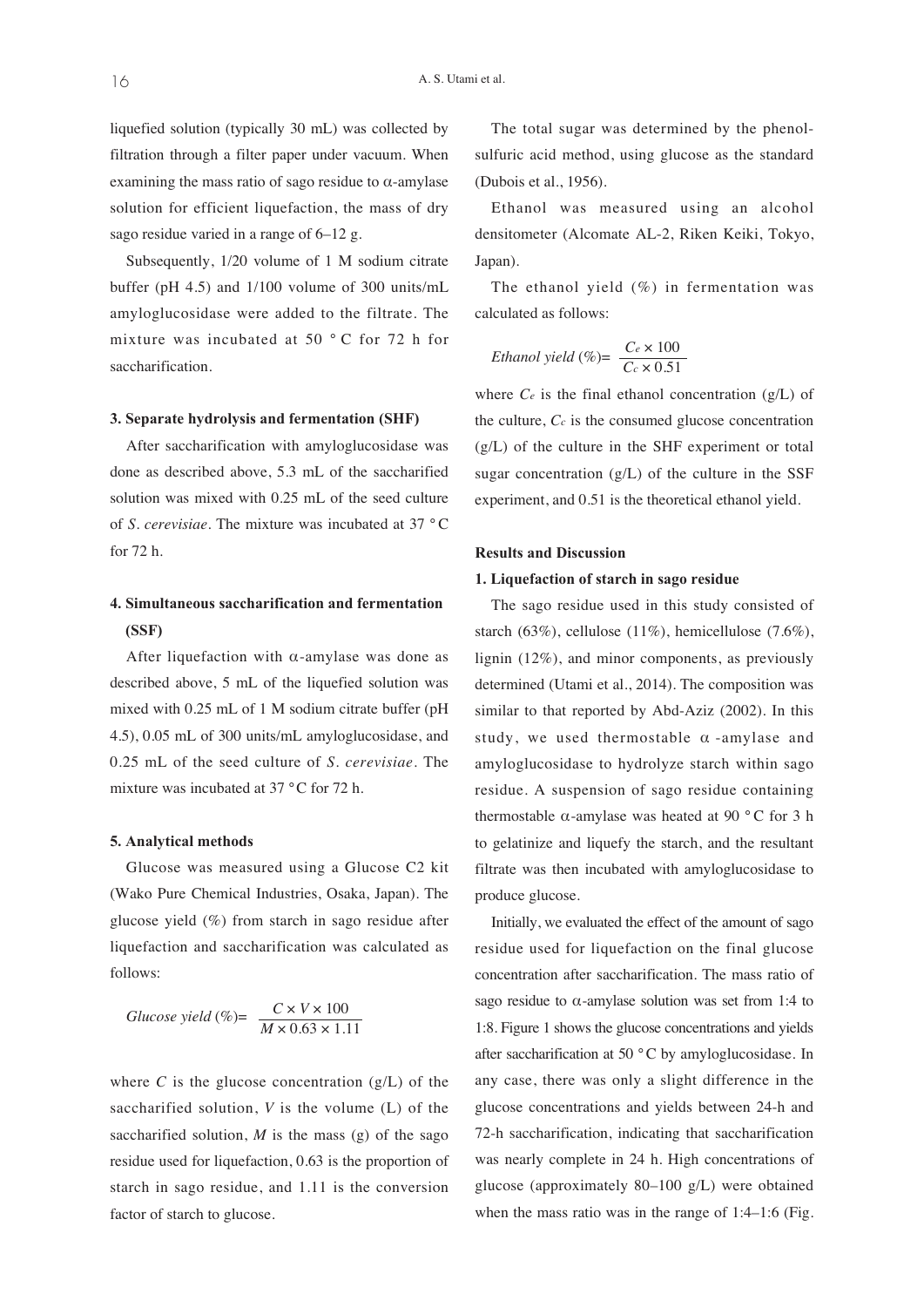liquefied solution (typically 30 mL) was collected by filtration through a filter paper under vacuum. When examining the mass ratio of sago residue to α-amylase solution for efficient liquefaction, the mass of dry sago residue varied in a range of 6–12 g.

Subsequently, 1/20 volume of 1 M sodium citrate buffer (pH 4.5) and 1/100 volume of 300 units/mL amyloglucosidase were added to the filtrate. The mixture was incubated at 50 °C for 72 h for saccharification.

### 3. Separate hydrolysis and fermentation (SHF)

After saccharification with amyloglucosidase was done as described above, 5.3 mL of the saccharified solution was mixed with 0.25 mL of the seed culture of *S. cerevisiae*. The mixture was incubated at 37 °C for 72 h.

### 4. Simultaneous saccharification and fermentation (SSF)

After liquefaction with α-amylase was done as described above, 5 mL of the liquefied solution was mixed with 0.25 mL of 1 M sodium citrate buffer (pH 4.5), 0.05 mL of 300 units/mL amyloglucosidase, and 0.25 mL of the seed culture of *S. cerevisiae*. The mixture was incubated at 37 °C for 72 h.

### 5. Analytical methods

Glucose was measured using a Glucose C2 kit (Wako Pure Chemical Industries, Osaka, Japan). The glucose yield (%) from starch in sago residue after liquefaction and saccharification was calculated as follows:

$$Glucose\ yield\ (\%) = \frac{C \times V \times 100}{M \times 0.63 \times 1.11}$$

where $C$ is the glucose concentration (g/L) of the saccharified solution, $V$ is the volume (L) of the saccharified solution, $M$ is the mass (g) of the sago residue used for liquefaction, 0.63 is the proportion of starch in sago residue, and 1.11 is the conversion factor of starch to glucose.

The total sugar was determined by the phenol-sulfuric acid method, using glucose as the standard (Dubois et al., 1956).

Ethanol was measured using an alcohol densitometer (Alcomate AL-2, Riken Keiki, Tokyo, Japan).

The ethanol yield (%) in fermentation was calculated as follows:

$$Ethanol\ yield\ (\%) = \frac{C_e \times 100}{C_c \times 0.51}$$

where $C_e$ is the final ethanol concentration (g/L) of the culture, $C_c$ is the consumed glucose concentration (g/L) of the culture in the SHF experiment or total sugar concentration (g/L) of the culture in the SSF experiment, and 0.51 is the theoretical ethanol yield.

## Results and Discussion

### 1. Liquefaction of starch in sago residue

The sago residue used in this study consisted of starch (63%), cellulose (11%), hemicellulose (7.6%), lignin (12%), and minor components, as previously determined (Utami et al., 2014). The composition was similar to that reported by Abd-Aziz (2002). In this study, we used thermostable α-amylase and amyloglucosidase to hydrolyze starch within sago residue. A suspension of sago residue containing thermostable α-amylase was heated at 90 °C for 3 h to gelatinize and liquefy the starch, and the resultant filtrate was then incubated with amyloglucosidase to produce glucose.

Initially, we evaluated the effect of the amount of sago residue used for liquefaction on the final glucose concentration after saccharification. The mass ratio of sago residue to α-amylase solution was set from 1:4 to 1:8. Figure 1 shows the glucose concentrations and yields after saccharification at 50 °C by amyloglucosidase. In any case, there was only a slight difference in the glucose concentrations and yields between 24-h and 72-h saccharification, indicating that saccharification was nearly complete in 24 h. High concentrations of glucose (approximately 80–100 g/L) were obtained when the mass ratio was in the range of 1:4–1:6 (Fig.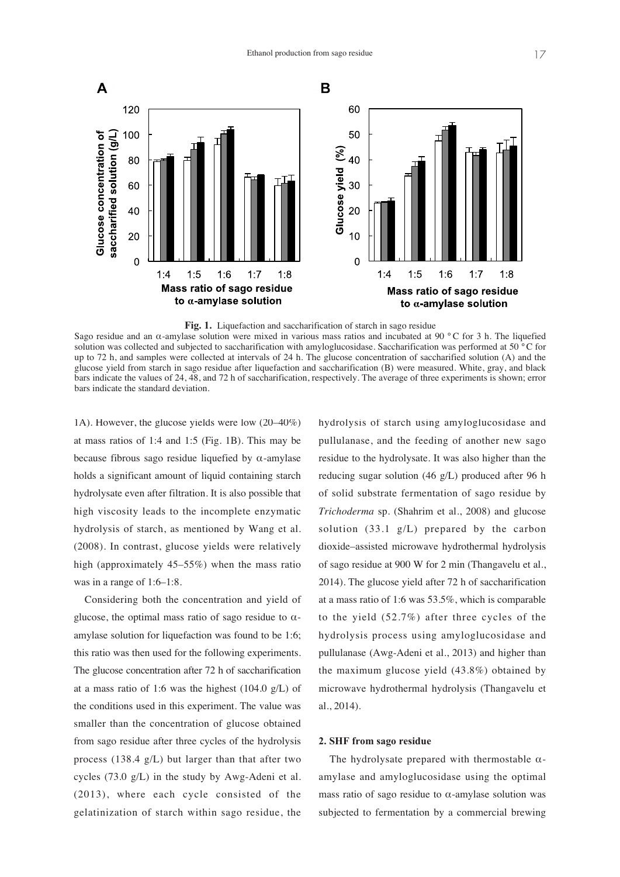**Fig. 1.** Liquefaction and saccharification of starch in sago residue

Sago residue and an α-amylase solution were mixed in various mass ratios and incubated at 90 °C for 3 h. The liquefied solution was collected and subjected to saccharification with amyloglucosidase. Saccharification was performed at 50 °C for up to 72 h, and samples were collected at intervals of 24 h. The glucose concentration of saccharified solution (A) and the glucose yield from starch in sago residue after liquefaction and saccharification (B) were measured. White, gray, and black bars indicate the values of 24, 48, and 72 h of saccharification, respectively. The average of three experiments is shown; error bars indicate the standard deviation.

1A). However, the glucose yields were low (20–40%) at mass ratios of 1:4 and 1:5 (Fig. 1B). This may be because fibrous sago residue liquefied by α-amylase holds a significant amount of liquid containing starch hydrolysate even after filtration. It is also possible that high viscosity leads to the incomplete enzymatic hydrolysis of starch, as mentioned by Wang et al. (2008). In contrast, glucose yields were relatively high (approximately 45–55%) when the mass ratio was in a range of 1:6–1:8.

Considering both the concentration and yield of glucose, the optimal mass ratio of sago residue to α-amylase solution for liquefaction was found to be 1:6; this ratio was then used for the following experiments. The glucose concentration after 72 h of saccharification at a mass ratio of 1:6 was the highest (104.0 g/L) of the conditions used in this experiment. The value was smaller than the concentration of glucose obtained from sago residue after three cycles of the hydrolysis process (138.4 g/L) but larger than that after two cycles (73.0 g/L) in the study by Awg-Adeni et al. (2013), where each cycle consisted of the gelatinization of starch within sago residue, the hydrolysis of starch using amyloglucosidase and pullulanase, and the feeding of another new sago residue to the hydrolysate. It was also higher than the reducing sugar solution (46 g/L) produced after 96 h of solid substrate fermentation of sago residue by *Trichoderma* sp. (Shahrim et al., 2008) and glucose solution (33.1 g/L) prepared by the carbon dioxide–assisted microwave hydrothermal hydrolysis of sago residue at 900 W for 2 min (Thangavelu et al., 2014). The glucose yield after 72 h of saccharification at a mass ratio of 1:6 was 53.5%, which is comparable to the yield (52.7%) after three cycles of the hydrolysis process using amyloglucosidase and pullulanase (Awg-Adeni et al., 2013) and higher than the maximum glucose yield (43.8%) obtained by microwave hydrothermal hydrolysis (Thangavelu et al., 2014).

## 2. SHF from sago residue

The hydrolysate prepared with thermostable α-amylase and amyloglucosidase using the optimal mass ratio of sago residue to α-amylase solution was subjected to fermentation by a commercial brewing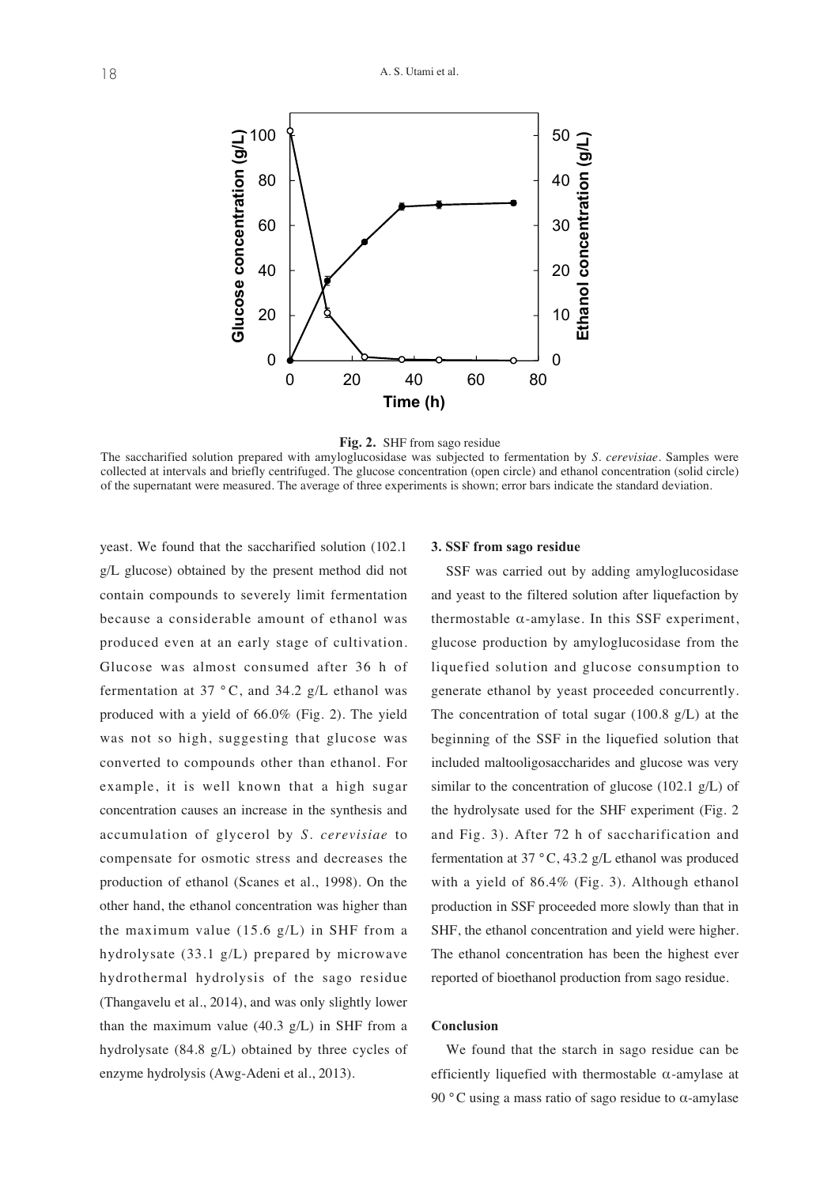**Fig. 2.** SHF from sago residue

The saccharified solution prepared with amyloglucosidase was subjected to fermentation by *S. cerevisiae*. Samples were collected at intervals and briefly centrifuged. The glucose concentration (open circle) and ethanol concentration (solid circle) of the supernatant were measured. The average of three experiments is shown; error bars indicate the standard deviation.

yeast. We found that the saccharified solution (102.1 g/L glucose) obtained by the present method did not contain compounds to severely limit fermentation because a considerable amount of ethanol was produced even at an early stage of cultivation. Glucose was almost consumed after 36 h of fermentation at 37 °C, and 34.2 g/L ethanol was produced with a yield of 66.0% (Fig. 2). The yield was not so high, suggesting that glucose was converted to compounds other than ethanol. For example, it is well known that a high sugar concentration causes an increase in the synthesis and accumulation of glycerol by *S. cerevisiae* to compensate for osmotic stress and decreases the production of ethanol (Scanes et al., 1998). On the other hand, the ethanol concentration was higher than the maximum value (15.6 g/L) in SHF from a hydrolysate (33.1 g/L) prepared by microwave hydrothermal hydrolysis of the sago residue (Thangavelu et al., 2014), and was only slightly lower than the maximum value (40.3 g/L) in SHF from a hydrolysate (84.8 g/L) obtained by three cycles of enzyme hydrolysis (Awg-Adeni et al., 2013).

### 3. SSF from sago residue

SSF was carried out by adding amyloglucosidase and yeast to the filtered solution after liquefaction by thermostable $\alpha$-amylase. In this SSF experiment, glucose production by amyloglucosidase from the liquefied solution and glucose consumption to generate ethanol by yeast proceeded concurrently. The concentration of total sugar (100.8 g/L) at the beginning of the SSF in the liquefied solution that included maltooligosaccharides and glucose was very similar to the concentration of glucose (102.1 g/L) of the hydrolysate used for the SHF experiment (Fig. 2 and Fig. 3). After 72 h of saccharification and fermentation at 37 °C, 43.2 g/L ethanol was produced with a yield of 86.4% (Fig. 3). Although ethanol production in SSF proceeded more slowly than that in SHF, the ethanol concentration and yield were higher. The ethanol concentration has been the highest ever reported of bioethanol production from sago residue.

## Conclusion

We found that the starch in sago residue can be efficiently liquefied with thermostable $\alpha$-amylase at 90 °C using a mass ratio of sago residue to $\alpha$-amylase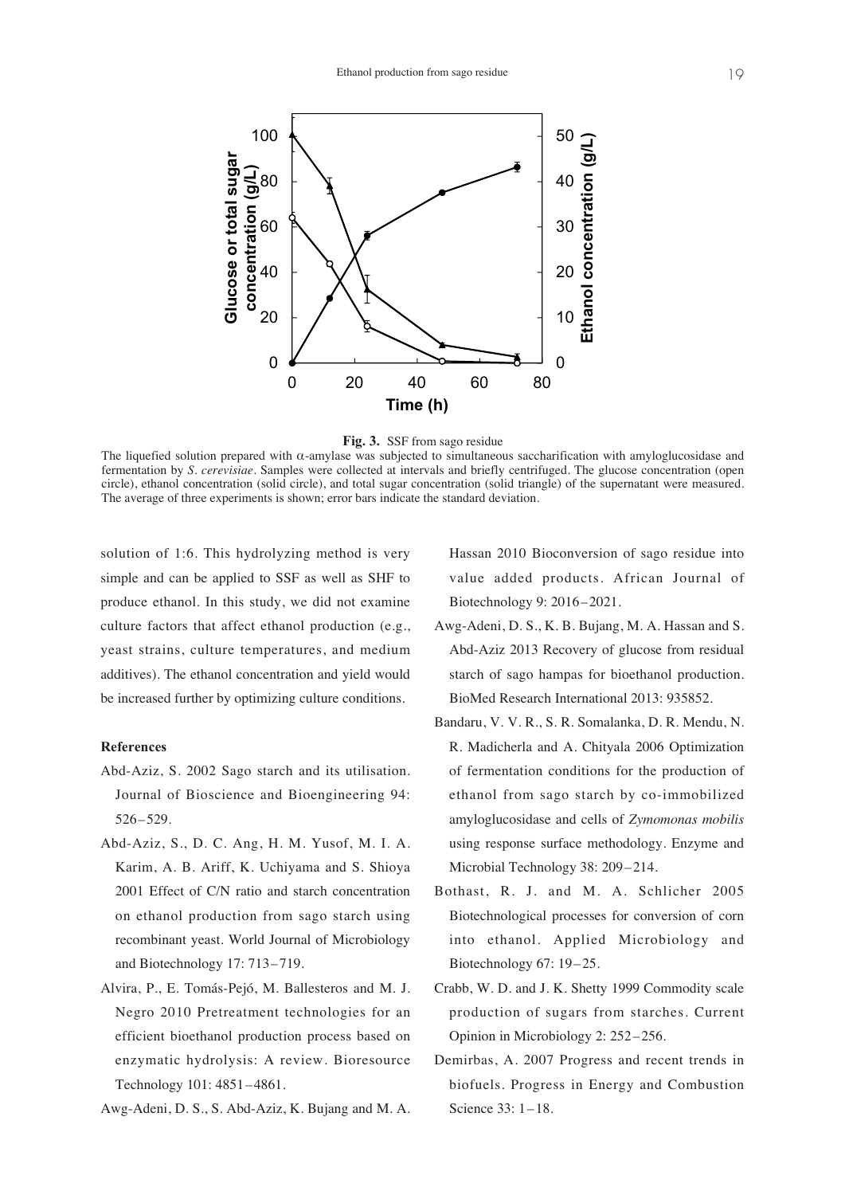**Fig. 3.** SSF from sago residue

The liquefied solution prepared with $\alpha$-amylase was subjected to simultaneous saccharification with amyloglucosidase and fermentation by *S. cerevisiae*. Samples were collected at intervals and briefly centrifuged. The glucose concentration (open circle), ethanol concentration (solid circle), and total sugar concentration (solid triangle) of the supernatant were measured. The average of three experiments is shown; error bars indicate the standard deviation.

solution of 1:6. This hydrolyzing method is very simple and can be applied to SSF as well as SHF to produce ethanol. In this study, we did not examine culture factors that affect ethanol production (e.g., yeast strains, culture temperatures, and medium additives). The ethanol concentration and yield would be increased further by optimizing culture conditions.

#### References

Abd-Aziz, S. 2002 Sago starch and its utilisation. Journal of Bioscience and Bioengineering 94: 526–529.

Abd-Aziz, S., D. C. Ang, H. M. Yusof, M. I. A. Karim, A. B. Ariff, K. Uchiyama and S. Shioya 2001 Effect of C/N ratio and starch concentration on ethanol production from sago starch using recombinant yeast. World Journal of Microbiology and Biotechnology 17: 713–719.

Alvira, P., E. Tomás-Pejó, M. Ballesteros and M. J. Negro 2010 Pretreatment technologies for an efficient bioethanol production process based on enzymatic hydrolysis: A review. Bioresource Technology 101: 4851–4861.

Awg-Adeni, D. S., S. Abd-Aziz, K. Bujang and M. A. Hassan 2010 Bioconversion of sago residue into value added products. African Journal of Biotechnology 9: 2016–2021.

Awg-Adeni, D. S., K. B. Bujang, M. A. Hassan and S. Abd-Aziz 2013 Recovery of glucose from residual starch of sago hampas for bioethanol production. BioMed Research International 2013: 935852.

Bandaru, V. V. R., S. R. Somalanka, D. R. Mendu, N. R. Madicherla and A. Chityala 2006 Optimization of fermentation conditions for the production of ethanol from sago starch by co-immobilized amyloglucosidase and cells of *Zymomonas mobilis* using response surface methodology. Enzyme and Microbial Technology 38: 209–214.

Bothast, R. J. and M. A. Schlicher 2005 Biotechnological processes for conversion of corn into ethanol. Applied Microbiology and Biotechnology 67: 19–25.

Crabb, W. D. and J. K. Shetty 1999 Commodity scale production of sugars from starches. Current Opinion in Microbiology 2: 252–256.

Demirbas, A. 2007 Progress and recent trends in biofuels. Progress in Energy and Combustion Science 33: 1–18.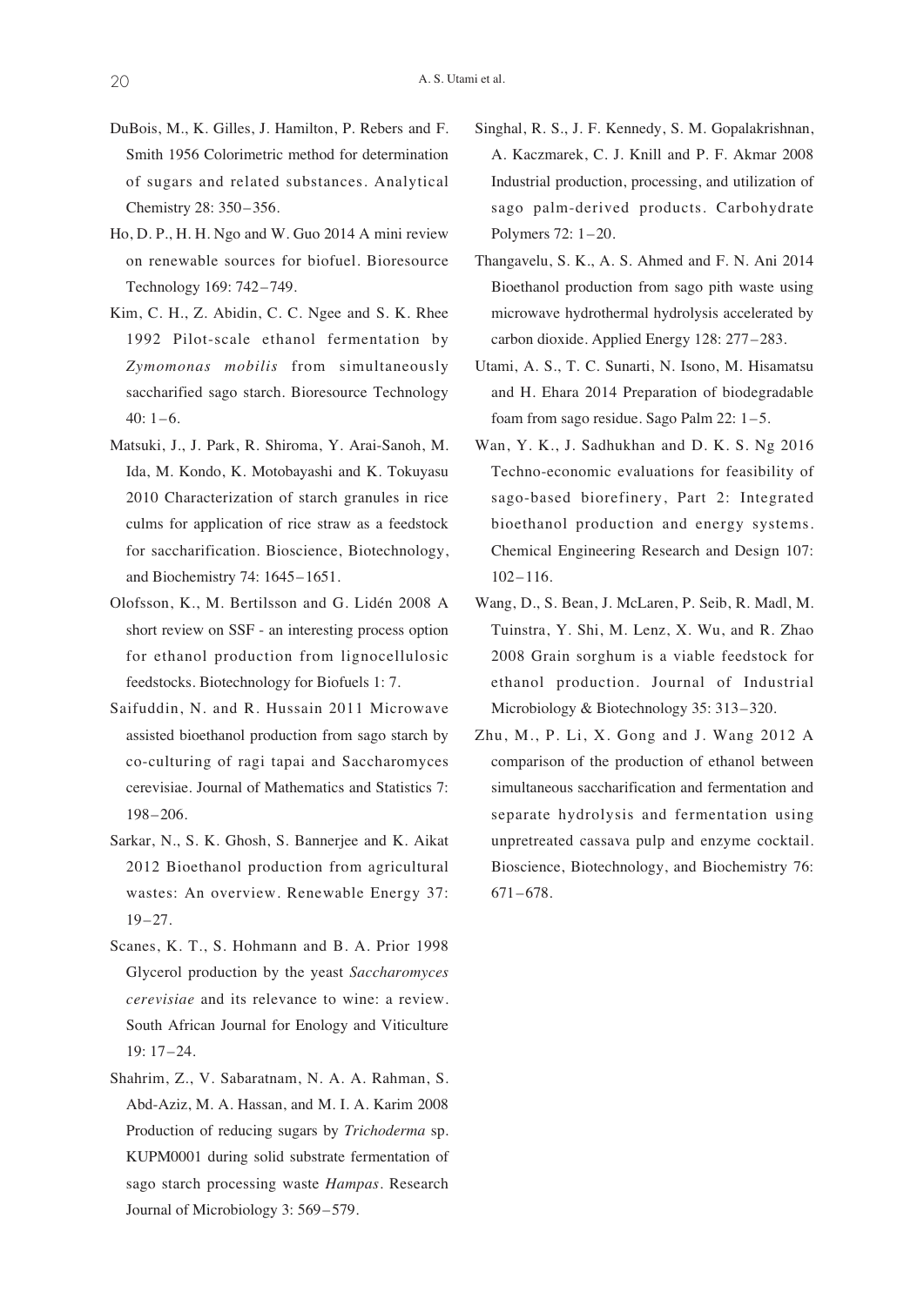DuBois, M., K. Gilles, J. Hamilton, P. Rebers and F. Smith 1956 Colorimetric method for determination of sugars and related substances. Analytical Chemistry 28: 350–356.

Ho, D. P., H. H. Ngo and W. Guo 2014 A mini review on renewable sources for biofuel. Bioresource Technology 169: 742–749.

Kim, C. H., Z. Abidin, C. C. Ngee and S. K. Rhee 1992 Pilot-scale ethanol fermentation by *Zymomonas mobilis* from simultaneously saccharified sago starch. Bioresource Technology 40: 1–6.

Matsuki, J., J. Park, R. Shiroma, Y. Arai-Sanoh, M. Ida, M. Kondo, K. Motobayashi and K. Tokuyasu 2010 Characterization of starch granules in rice culms for application of rice straw as a feedstock for saccharification. Bioscience, Biotechnology, and Biochemistry 74: 1645–1651.

Olofsson, K., M. Bertilsson and G. Lidén 2008 A short review on SSF - an interesting process option for ethanol production from lignocellulosic feedstocks. Biotechnology for Biofuels 1: 7.

Saifuddin, N. and R. Hussain 2011 Microwave assisted bioethanol production from sago starch by co-culturing of ragi tapai and Saccharomyces cerevisiae. Journal of Mathematics and Statistics 7: 198–206.

Sarkar, N., S. K. Ghosh, S. Bannerjee and K. Aikat 2012 Bioethanol production from agricultural wastes: An overview. Renewable Energy 37: 19–27.

Scanes, K. T., S. Hohmann and B. A. Prior 1998 Glycerol production by the yeast *Saccharomyces cerevisiae* and its relevance to wine: a review. South African Journal for Enology and Viticulture 19: 17–24.

Shahrim, Z., V. Sabaratnam, N. A. A. Rahman, S. Abd-Aziz, M. A. Hassan, and M. I. A. Karim 2008 Production of reducing sugars by *Trichoderma* sp. KUPM0001 during solid substrate fermentation of sago starch processing waste *Hampas*. Research Journal of Microbiology 3: 569–579.

Singhal, R. S., J. F. Kennedy, S. M. Gopalakrishnan, A. Kaczmarek, C. J. Knill and P. F. Akmar 2008 Industrial production, processing, and utilization of sago palm-derived products. Carbohydrate Polymers 72: 1–20.

Thangavelu, S. K., A. S. Ahmed and F. N. Ani 2014 Bioethanol production from sago pith waste using microwave hydrothermal hydrolysis accelerated by carbon dioxide. Applied Energy 128: 277–283.

Utami, A. S., T. C. Sunarti, N. Isono, M. Hisamatsu and H. Ehara 2014 Preparation of biodegradable foam from sago residue. Sago Palm 22: 1–5.

Wan, Y. K., J. Sadhukhan and D. K. S. Ng 2016 Techno-economic evaluations for feasibility of sago-based biorefinery, Part 2: Integrated bioethanol production and energy systems. Chemical Engineering Research and Design 107: 102–116.

Wang, D., S. Bean, J. McLaren, P. Seib, R. Madl, M. Tuinstra, Y. Shi, M. Lenz, X. Wu, and R. Zhao 2008 Grain sorghum is a viable feedstock for ethanol production. Journal of Industrial Microbiology & Biotechnology 35: 313–320.

Zhu, M., P. Li, X. Gong and J. Wang 2012 A comparison of the production of ethanol between simultaneous saccharification and fermentation and separate hydrolysis and fermentation using unpretreated cassava pulp and enzyme cocktail. Bioscience, Biotechnology, and Biochemistry 76: 671–678.